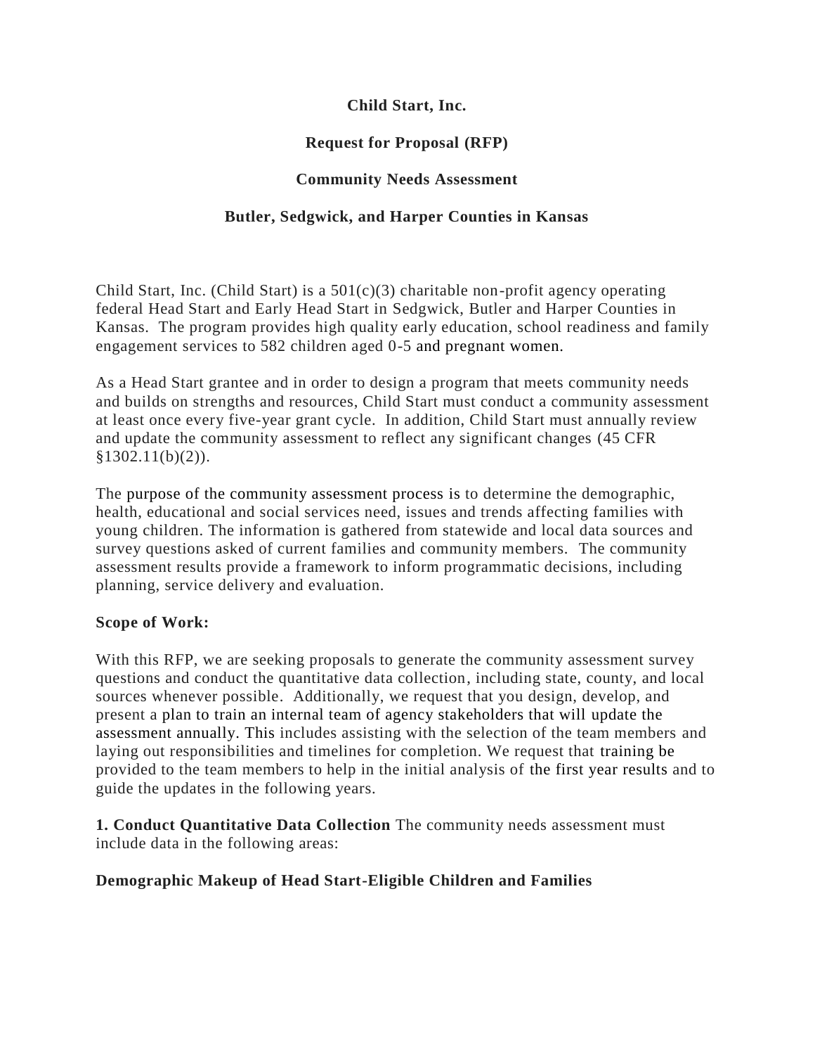**Child Start, Inc.**

**Request for Proposal (RFP)**

**Community Needs Assessment**

**Butler, Sedgwick, and Harper Counties in Kansas**

Child Start, Inc. (Child Start) is a 501(c)(3) charitable non-profit agency operating federal Head Start and Early Head Start in Sedgwick, Butler and Harper Counties in Kansas. The program provides high quality early education, school readiness and family engagement services to 582 children aged 0-5 and pregnant women.

As a Head Start grantee and in order to design a program that meets community needs and builds on strengths and resources, Child Start must conduct a community assessment at least once every five-year grant cycle. In addition, Child Start must annually review and update the community assessment to reflect any significant changes (45 CFR §1302.11(b)(2)).

The purpose of the community assessment process is to determine the demographic, health, educational and social services need, issues and trends affecting families with young children. The information is gathered from statewide and local data sources and survey questions asked of current families and community members. The community assessment results provide a framework to inform programmatic decisions, including planning, service delivery and evaluation.

**Scope of Work:**

With this RFP, we are seeking proposals to generate the community assessment survey questions and conduct the quantitative data collection, including state, county, and local sources whenever possible. Additionally, we request that you design, develop, and present a plan to train an internal team of agency stakeholders that will update the assessment annually. This includes assisting with the selection of the team members and laying out responsibilities and timelines for completion. We request that training be provided to the team members to help in the initial analysis of the first year results and to guide the updates in the following years.

**1. Conduct Quantitative Data Collection** The community needs assessment must include data in the following areas:

**Demographic Makeup of Head Start-Eligible Children and Families**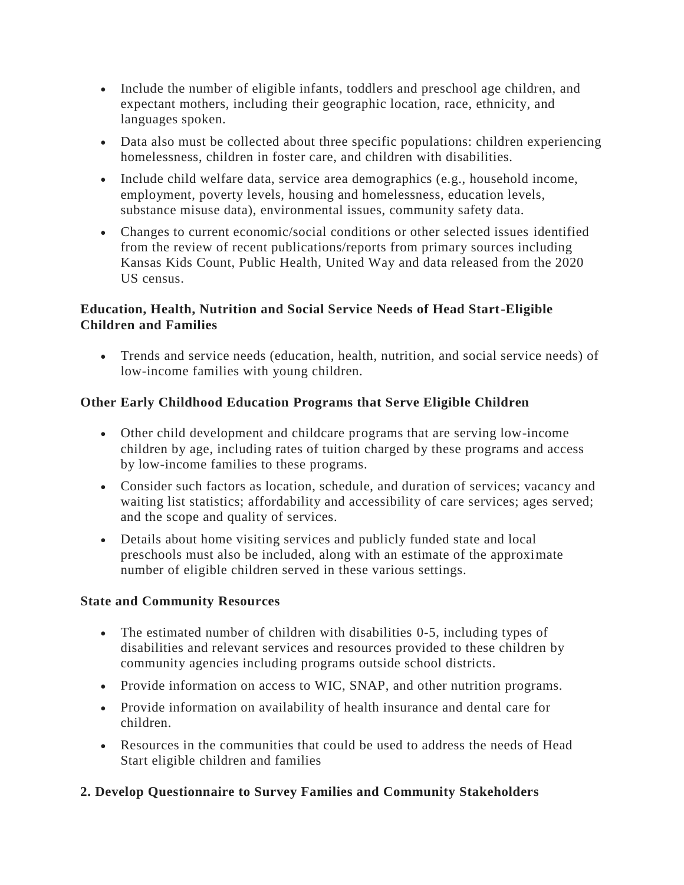- Include the number of eligible infants, toddlers and preschool age children, and expectant mothers, including their geographic location, race, ethnicity, and languages spoken.
- Data also must be collected about three specific populations: children experiencing homelessness, children in foster care, and children with disabilities.
- Include child welfare data, service area demographics (e.g., household income, employment, poverty levels, housing and homelessness, education levels, substance misuse data), environmental issues, community safety data.
- Changes to current economic/social conditions or other selected issues identified from the review of recent publications/reports from primary sources including Kansas Kids Count, Public Health, United Way and data released from the 2020 US census.

**Education, Health, Nutrition and Social Service Needs of Head Start-Eligible Children and Families**

- Trends and service needs (education, health, nutrition, and social service needs) of low-income families with young children.

**Other Early Childhood Education Programs that Serve Eligible Children**

- Other child development and childcare programs that are serving low-income children by age, including rates of tuition charged by these programs and access by low-income families to these programs.
- Consider such factors as location, schedule, and duration of services; vacancy and waiting list statistics; affordability and accessibility of care services; ages served; and the scope and quality of services.
- Details about home visiting services and publicly funded state and local preschools must also be included, along with an estimate of the approximate number of eligible children served in these various settings.

**State and Community Resources**

- The estimated number of children with disabilities 0-5, including types of disabilities and relevant services and resources provided to these children by community agencies including programs outside school districts.
- Provide information on access to WIC, SNAP, and other nutrition programs.
- Provide information on availability of health insurance and dental care for children.
- Resources in the communities that could be used to address the needs of Head Start eligible children and families

**2. Develop Questionnaire to Survey Families and Community Stakeholders**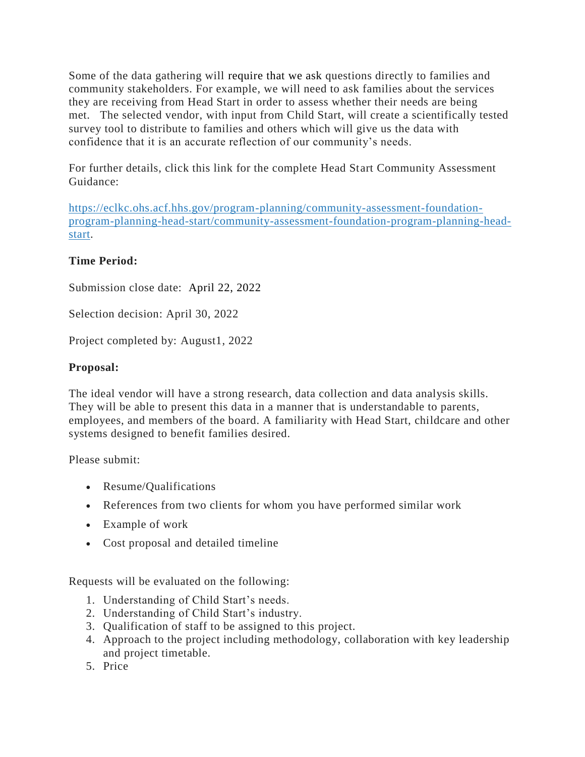Some of the data gathering will require that we ask questions directly to families and community stakeholders. For example, we will need to ask families about the services they are receiving from Head Start in order to assess whether their needs are being met. The selected vendor, with input from Child Start, will create a scientifically tested survey tool to distribute to families and others which will give us the data with confidence that it is an accurate reflection of our community's needs.

For further details, click this link for the complete Head Start Community Assessment Guidance:

https://eclkc.ohs.acf.hhs.gov/program-planning/community-assessment-foundation-program-planning-head-start/community-assessment-foundation-program-planning-head-start.

**Time Period:**

Submission close date: April 22, 2022

Selection decision: April 30, 2022

Project completed by: August1, 2022

**Proposal:**

The ideal vendor will have a strong research, data collection and data analysis skills. They will be able to present this data in a manner that is understandable to parents, employees, and members of the board. A familiarity with Head Start, childcare and other systems designed to benefit families desired.

Please submit:

- Resume/Qualifications
- References from two clients for whom you have performed similar work
- Example of work
- Cost proposal and detailed timeline

Requests will be evaluated on the following:

1. Understanding of Child Start's needs.
2. Understanding of Child Start's industry.
3. Qualification of staff to be assigned to this project.
4. Approach to the project including methodology, collaboration with key leadership and project timetable.
5. Price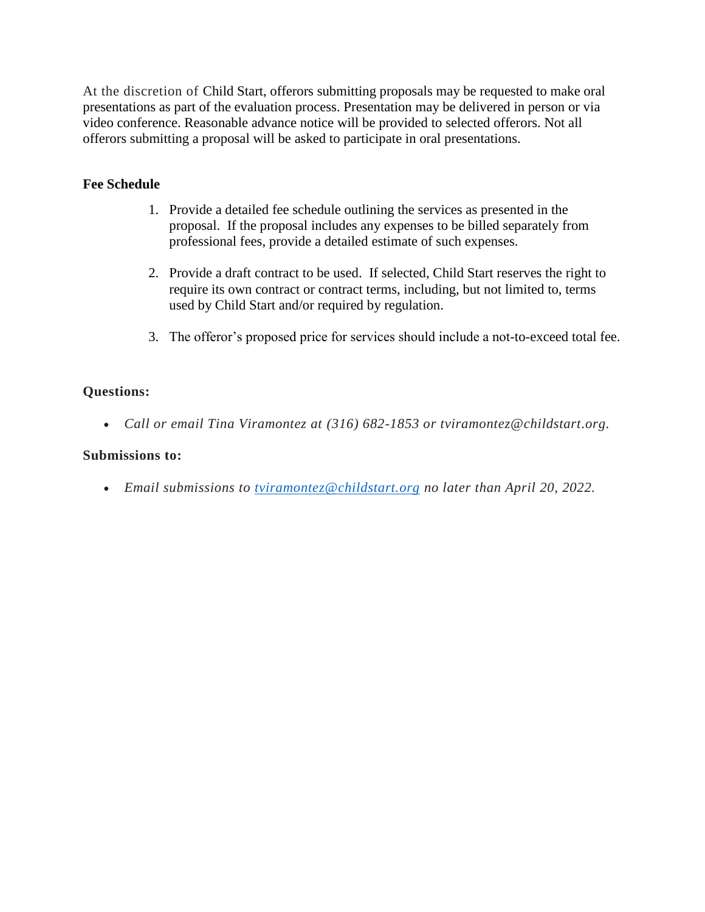At the discretion of Child Start, offerors submitting proposals may be requested to make oral presentations as part of the evaluation process. Presentation may be delivered in person or via video conference. Reasonable advance notice will be provided to selected offerors. Not all offerors submitting a proposal will be asked to participate in oral presentations.

**Fee Schedule**

1. Provide a detailed fee schedule outlining the services as presented in the proposal. If the proposal includes any expenses to be billed separately from professional fees, provide a detailed estimate of such expenses.

2. Provide a draft contract to be used. If selected, Child Start reserves the right to require its own contract or contract terms, including, but not limited to, terms used by Child Start and/or required by regulation.

3. The offeror's proposed price for services should include a not-to-exceed total fee.

**Questions:**

- *Call or email Tina Viramontez at (316) 682-1853 or tviramontez@childstart.org.*

**Submissions to:**

- *Email submissions to [tviramontez@childstart.org](mailto:tviramontez@childstart.org) no later than April 20, 2022.*